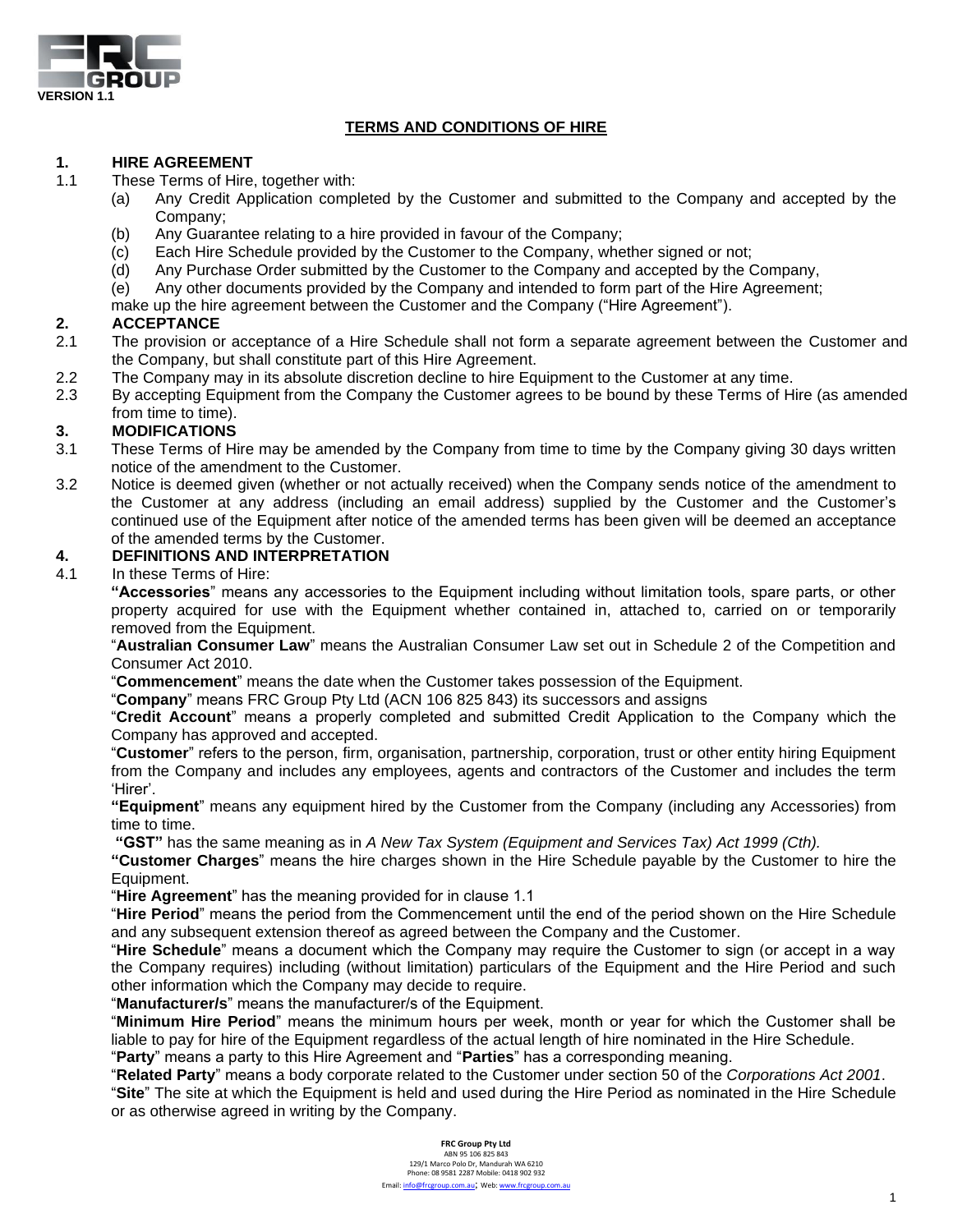VERSION 1.1

# TERMS AND CONDITIONS OF HIRE

## 1. HIRE AGREEMENT

1.1 These Terms of Hire, together with:

(a) Any Credit Application completed by the Customer and submitted to the Company and accepted by the Company;

(b) Any Guarantee relating to a hire provided in favour of the Company;

(c) Each Hire Schedule provided by the Customer to the Company, whether signed or not;

(d) Any Purchase Order submitted by the Customer to the Company and accepted by the Company,

(e) Any other documents provided by the Company and intended to form part of the Hire Agreement;

make up the hire agreement between the Customer and the Company ("Hire Agreement").

## 2. ACCEPTANCE

2.1 The provision or acceptance of a Hire Schedule shall not form a separate agreement between the Customer and the Company, but shall constitute part of this Hire Agreement.

2.2 The Company may in its absolute discretion decline to hire Equipment to the Customer at any time.

2.3 By accepting Equipment from the Company the Customer agrees to be bound by these Terms of Hire (as amended from time to time).

## 3. MODIFICATIONS

3.1 These Terms of Hire may be amended by the Company from time to time by the Company giving 30 days written notice of the amendment to the Customer.

3.2 Notice is deemed given (whether or not actually received) when the Company sends notice of the amendment to the Customer at any address (including an email address) supplied by the Customer and the Customer's continued use of the Equipment after notice of the amended terms has been given will be deemed an acceptance of the amended terms by the Customer.

## 4. DEFINITIONS AND INTERPRETATION

4.1 In these Terms of Hire:

"**Accessories**" means any accessories to the Equipment including without limitation tools, spare parts, or other property acquired for use with the Equipment whether contained in, attached to, carried on or temporarily removed from the Equipment.

"**Australian Consumer Law**" means the Australian Consumer Law set out in Schedule 2 of the Competition and Consumer Act 2010.

"**Commencement**" means the date when the Customer takes possession of the Equipment.

"**Company**" means FRC Group Pty Ltd (ACN 106 825 843) its successors and assigns

"**Credit Account**" means a properly completed and submitted Credit Application to the Company which the Company has approved and accepted.

"**Customer**" refers to the person, firm, organisation, partnership, corporation, trust or other entity hiring Equipment from the Company and includes any employees, agents and contractors of the Customer and includes the term 'Hirer'.

"**Equipment**" means any equipment hired by the Customer from the Company (including any Accessories) from time to time.

"**GST**" has the same meaning as in *A New Tax System (Equipment and Services Tax) Act 1999 (Cth).*

"**Customer Charges**" means the hire charges shown in the Hire Schedule payable by the Customer to hire the Equipment.

"**Hire Agreement**" has the meaning provided for in clause 1.1

"**Hire Period**" means the period from the Commencement until the end of the period shown on the Hire Schedule and any subsequent extension thereof as agreed between the Company and the Customer.

"**Hire Schedule**" means a document which the Company may require the Customer to sign (or accept in a way the Company requires) including (without limitation) particulars of the Equipment and the Hire Period and such other information which the Company may decide to require.

"**Manufacturer/s**" means the manufacturer/s of the Equipment.

"**Minimum Hire Period**" means the minimum hours per week, month or year for which the Customer shall be liable to pay for hire of the Equipment regardless of the actual length of hire nominated in the Hire Schedule.

"**Party**" means a party to this Hire Agreement and "**Parties**" has a corresponding meaning.

"**Related Party**" means a body corporate related to the Customer under section 50 of the *Corporations Act 2001*.

"**Site**" The site at which the Equipment is held and used during the Hire Period as nominated in the Hire Schedule or as otherwise agreed in writing by the Company.

**FRC Group Pty Ltd**
ABN 95 106 825 843
129/1 Marco Polo Dr, Mandurah WA 6210
Phone: 08 9581 2287 Mobile: 0418 902 932
Email: info@frcgroup.com.au; Web: www.frcgroup.com.au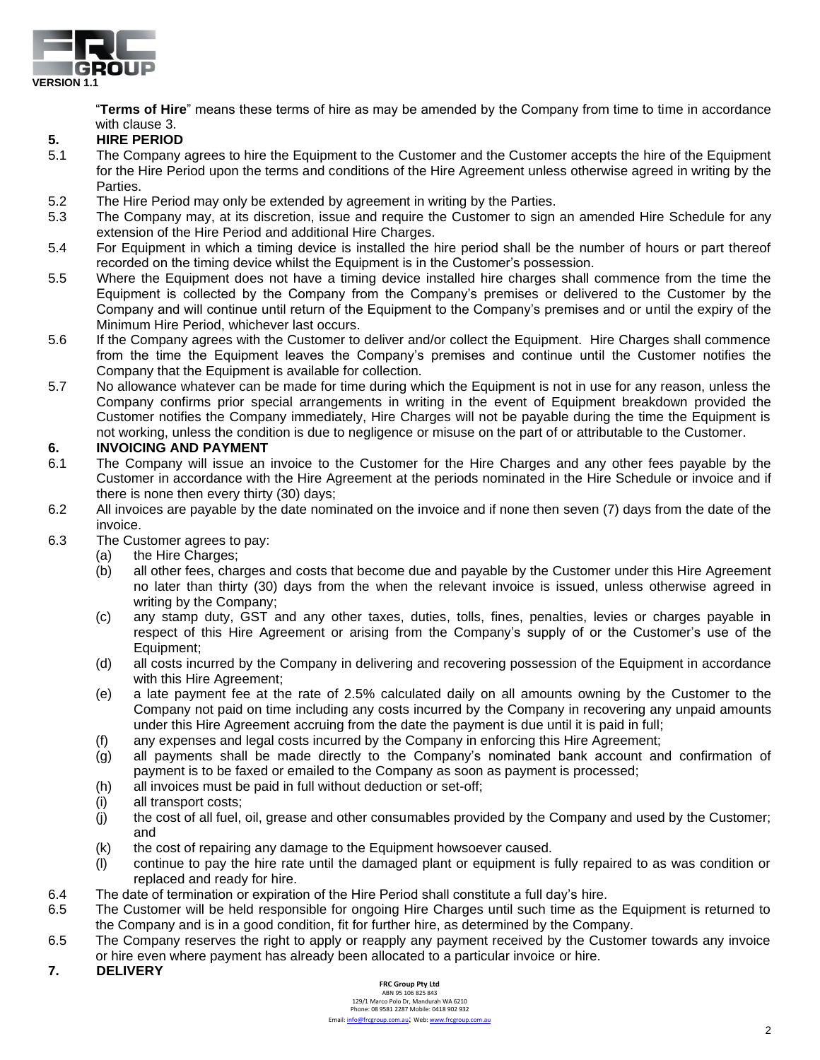"**Terms of Hire**" means these terms of hire as may be amended by the Company from time to time in accordance with clause 3.

## 5. HIRE PERIOD

5.1 The Company agrees to hire the Equipment to the Customer and the Customer accepts the hire of the Equipment for the Hire Period upon the terms and conditions of the Hire Agreement unless otherwise agreed in writing by the Parties.

5.2 The Hire Period may only be extended by agreement in writing by the Parties.

5.3 The Company may, at its discretion, issue and require the Customer to sign an amended Hire Schedule for any extension of the Hire Period and additional Hire Charges.

5.4 For Equipment in which a timing device is installed the hire period shall be the number of hours or part thereof recorded on the timing device whilst the Equipment is in the Customer's possession.

5.5 Where the Equipment does not have a timing device installed hire charges shall commence from the time the Equipment is collected by the Company from the Company's premises or delivered to the Customer by the Company and will continue until return of the Equipment to the Company's premises and or until the expiry of the Minimum Hire Period, whichever last occurs.

5.6 If the Company agrees with the Customer to deliver and/or collect the Equipment. Hire Charges shall commence from the time the Equipment leaves the Company's premises and continue until the Customer notifies the Company that the Equipment is available for collection.

5.7 No allowance whatever can be made for time during which the Equipment is not in use for any reason, unless the Company confirms prior special arrangements in writing in the event of Equipment breakdown provided the Customer notifies the Company immediately, Hire Charges will not be payable during the time the Equipment is not working, unless the condition is due to negligence or misuse on the part of or attributable to the Customer.

## 6. INVOICING AND PAYMENT

6.1 The Company will issue an invoice to the Customer for the Hire Charges and any other fees payable by the Customer in accordance with the Hire Agreement at the periods nominated in the Hire Schedule or invoice and if there is none then every thirty (30) days;

6.2 All invoices are payable by the date nominated on the invoice and if none then seven (7) days from the date of the invoice.

6.3 The Customer agrees to pay:

(a) the Hire Charges;

(b) all other fees, charges and costs that become due and payable by the Customer under this Hire Agreement no later than thirty (30) days from the when the relevant invoice is issued, unless otherwise agreed in writing by the Company;

(c) any stamp duty, GST and any other taxes, duties, tolls, fines, penalties, levies or charges payable in respect of this Hire Agreement or arising from the Company's supply of or the Customer's use of the Equipment;

(d) all costs incurred by the Company in delivering and recovering possession of the Equipment in accordance with this Hire Agreement;

(e) a late payment fee at the rate of 2.5% calculated daily on all amounts owning by the Customer to the Company not paid on time including any costs incurred by the Company in recovering any unpaid amounts under this Hire Agreement accruing from the date the payment is due until it is paid in full;

(f) any expenses and legal costs incurred by the Company in enforcing this Hire Agreement;

(g) all payments shall be made directly to the Company's nominated bank account and confirmation of payment is to be faxed or emailed to the Company as soon as payment is processed;

(h) all invoices must be paid in full without deduction or set-off;

(i) all transport costs;

(j) the cost of all fuel, oil, grease and other consumables provided by the Company and used by the Customer; and

(k) the cost of repairing any damage to the Equipment howsoever caused.

(l) continue to pay the hire rate until the damaged plant or equipment is fully repaired to as was condition or replaced and ready for hire.

6.4 The date of termination or expiration of the Hire Period shall constitute a full day's hire.

6.5 The Customer will be held responsible for ongoing Hire Charges until such time as the Equipment is returned to the Company and is in a good condition, fit for further hire, as determined by the Company.

6.5 The Company reserves the right to apply or reapply any payment received by the Customer towards any invoice or hire even where payment has already been allocated to a particular invoice or hire.

## 7. DELIVERY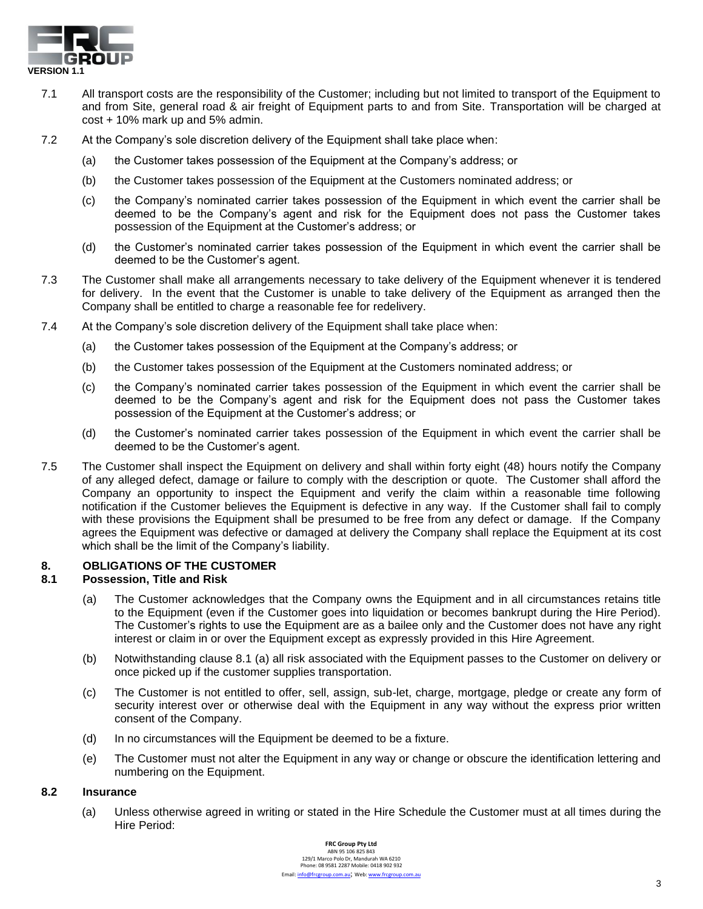7.1 All transport costs are the responsibility of the Customer; including but not limited to transport of the Equipment to and from Site, general road & air freight of Equipment parts to and from Site. Transportation will be charged at cost + 10% mark up and 5% admin.

7.2 At the Company's sole discretion delivery of the Equipment shall take place when:

(a) the Customer takes possession of the Equipment at the Company's address; or

(b) the Customer takes possession of the Equipment at the Customers nominated address; or

(c) the Company's nominated carrier takes possession of the Equipment in which event the carrier shall be deemed to be the Company's agent and risk for the Equipment does not pass the Customer takes possession of the Equipment at the Customer's address; or

(d) the Customer's nominated carrier takes possession of the Equipment in which event the carrier shall be deemed to be the Customer's agent.

7.3 The Customer shall make all arrangements necessary to take delivery of the Equipment whenever it is tendered for delivery. In the event that the Customer is unable to take delivery of the Equipment as arranged then the Company shall be entitled to charge a reasonable fee for redelivery.

7.4 At the Company's sole discretion delivery of the Equipment shall take place when:

(a) the Customer takes possession of the Equipment at the Company's address; or

(b) the Customer takes possession of the Equipment at the Customers nominated address; or

(c) the Company's nominated carrier takes possession of the Equipment in which event the carrier shall be deemed to be the Company's agent and risk for the Equipment does not pass the Customer takes possession of the Equipment at the Customer's address; or

(d) the Customer's nominated carrier takes possession of the Equipment in which event the carrier shall be deemed to be the Customer's agent.

7.5 The Customer shall inspect the Equipment on delivery and shall within forty eight (48) hours notify the Company of any alleged defect, damage or failure to comply with the description or quote. The Customer shall afford the Company an opportunity to inspect the Equipment and verify the claim within a reasonable time following notification if the Customer believes the Equipment is defective in any way. If the Customer shall fail to comply with these provisions the Equipment shall be presumed to be free from any defect or damage. If the Company agrees the Equipment was defective or damaged at delivery the Company shall replace the Equipment at its cost which shall be the limit of the Company's liability.

## 8. OBLIGATIONS OF THE CUSTOMER

### 8.1 Possession, Title and Risk

(a) The Customer acknowledges that the Company owns the Equipment and in all circumstances retains title to the Equipment (even if the Customer goes into liquidation or becomes bankrupt during the Hire Period). The Customer's rights to use the Equipment are as a bailee only and the Customer does not have any right interest or claim in or over the Equipment except as expressly provided in this Hire Agreement.

(b) Notwithstanding clause 8.1 (a) all risk associated with the Equipment passes to the Customer on delivery or once picked up if the customer supplies transportation.

(c) The Customer is not entitled to offer, sell, assign, sub-let, charge, mortgage, pledge or create any form of security interest over or otherwise deal with the Equipment in any way without the express prior written consent of the Company.

(d) In no circumstances will the Equipment be deemed to be a fixture.

(e) The Customer must not alter the Equipment in any way or change or obscure the identification lettering and numbering on the Equipment.

### 8.2 Insurance

(a) Unless otherwise agreed in writing or stated in the Hire Schedule the Customer must at all times during the Hire Period: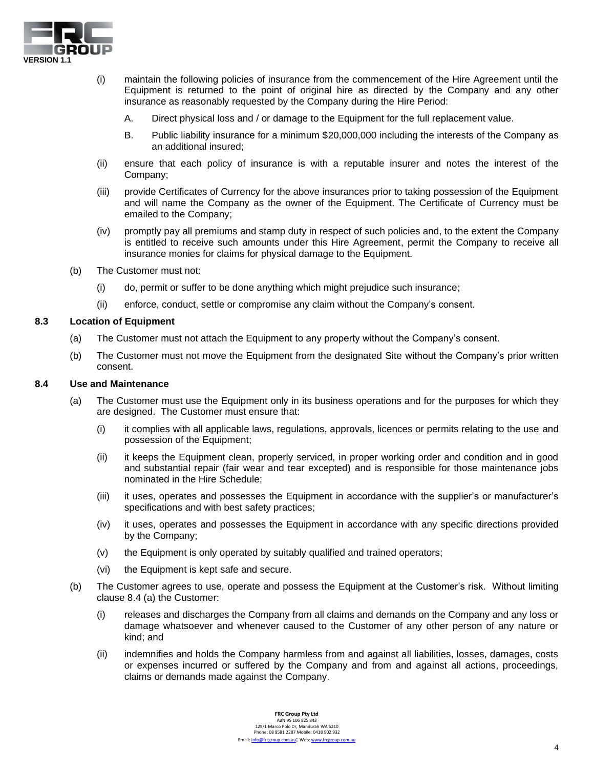(i) maintain the following policies of insurance from the commencement of the Hire Agreement until the Equipment is returned to the point of original hire as directed by the Company and any other insurance as reasonably requested by the Company during the Hire Period:

A. Direct physical loss and / or damage to the Equipment for the full replacement value.

B. Public liability insurance for a minimum $20,000,000 including the interests of the Company as an additional insured;

(ii) ensure that each policy of insurance is with a reputable insurer and notes the interest of the Company;

(iii) provide Certificates of Currency for the above insurances prior to taking possession of the Equipment and will name the Company as the owner of the Equipment. The Certificate of Currency must be emailed to the Company;

(iv) promptly pay all premiums and stamp duty in respect of such policies and, to the extent the Company is entitled to receive such amounts under this Hire Agreement, permit the Company to receive all insurance monies for claims for physical damage to the Equipment.

(b) The Customer must not:

(i) do, permit or suffer to be done anything which might prejudice such insurance;

(ii) enforce, conduct, settle or compromise any claim without the Company's consent.

**8.3 Location of Equipment**

(a) The Customer must not attach the Equipment to any property without the Company's consent.

(b) The Customer must not move the Equipment from the designated Site without the Company's prior written consent.

**8.4 Use and Maintenance**

(a) The Customer must use the Equipment only in its business operations and for the purposes for which they are designed. The Customer must ensure that:

(i) it complies with all applicable laws, regulations, approvals, licences or permits relating to the use and possession of the Equipment;

(ii) it keeps the Equipment clean, properly serviced, in proper working order and condition and in good and substantial repair (fair wear and tear excepted) and is responsible for those maintenance jobs nominated in the Hire Schedule;

(iii) it uses, operates and possesses the Equipment in accordance with the supplier's or manufacturer's specifications and with best safety practices;

(iv) it uses, operates and possesses the Equipment in accordance with any specific directions provided by the Company;

(v) the Equipment is only operated by suitably qualified and trained operators;

(vi) the Equipment is kept safe and secure.

(b) The Customer agrees to use, operate and possess the Equipment at the Customer's risk. Without limiting clause 8.4 (a) the Customer:

(i) releases and discharges the Company from all claims and demands on the Company and any loss or damage whatsoever and whenever caused to the Customer of any other person of any nature or kind; and

(ii) indemnifies and holds the Company harmless from and against all liabilities, losses, damages, costs or expenses incurred or suffered by the Company and from and against all actions, proceedings, claims or demands made against the Company.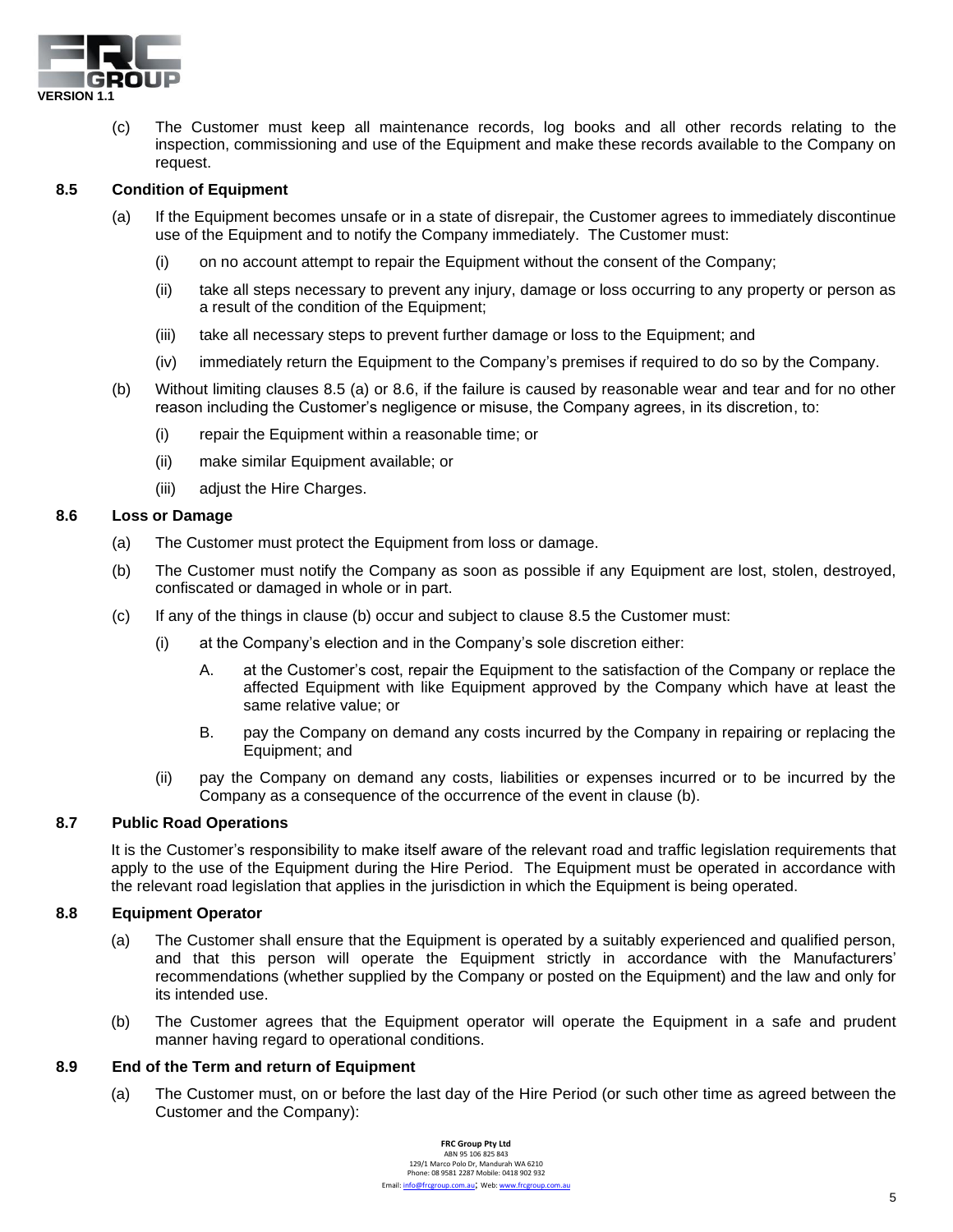(c) The Customer must keep all maintenance records, log books and all other records relating to the inspection, commissioning and use of the Equipment and make these records available to the Company on request.

### 8.5 Condition of Equipment

(a) If the Equipment becomes unsafe or in a state of disrepair, the Customer agrees to immediately discontinue use of the Equipment and to notify the Company immediately. The Customer must:

  (i) on no account attempt to repair the Equipment without the consent of the Company;

  (ii) take all steps necessary to prevent any injury, damage or loss occurring to any property or person as a result of the condition of the Equipment;

  (iii) take all necessary steps to prevent further damage or loss to the Equipment; and

  (iv) immediately return the Equipment to the Company's premises if required to do so by the Company.

(b) Without limiting clauses 8.5 (a) or 8.6, if the failure is caused by reasonable wear and tear and for no other reason including the Customer's negligence or misuse, the Company agrees, in its discretion, to:

  (i) repair the Equipment within a reasonable time; or

  (ii) make similar Equipment available; or

  (iii) adjust the Hire Charges.

### 8.6 Loss or Damage

(a) The Customer must protect the Equipment from loss or damage.

(b) The Customer must notify the Company as soon as possible if any Equipment are lost, stolen, destroyed, confiscated or damaged in whole or in part.

(c) If any of the things in clause (b) occur and subject to clause 8.5 the Customer must:

  (i) at the Company's election and in the Company's sole discretion either:

    A. at the Customer's cost, repair the Equipment to the satisfaction of the Company or replace the affected Equipment with like Equipment approved by the Company which have at least the same relative value; or

    B. pay the Company on demand any costs incurred by the Company in repairing or replacing the Equipment; and

  (ii) pay the Company on demand any costs, liabilities or expenses incurred or to be incurred by the Company as a consequence of the occurrence of the event in clause (b).

### 8.7 Public Road Operations

It is the Customer's responsibility to make itself aware of the relevant road and traffic legislation requirements that apply to the use of the Equipment during the Hire Period. The Equipment must be operated in accordance with the relevant road legislation that applies in the jurisdiction in which the Equipment is being operated.

### 8.8 Equipment Operator

(a) The Customer shall ensure that the Equipment is operated by a suitably experienced and qualified person, and that this person will operate the Equipment strictly in accordance with the Manufacturers' recommendations (whether supplied by the Company or posted on the Equipment) and the law and only for its intended use.

(b) The Customer agrees that the Equipment operator will operate the Equipment in a safe and prudent manner having regard to operational conditions.

### 8.9 End of the Term and return of Equipment

(a) The Customer must, on or before the last day of the Hire Period (or such other time as agreed between the Customer and the Company):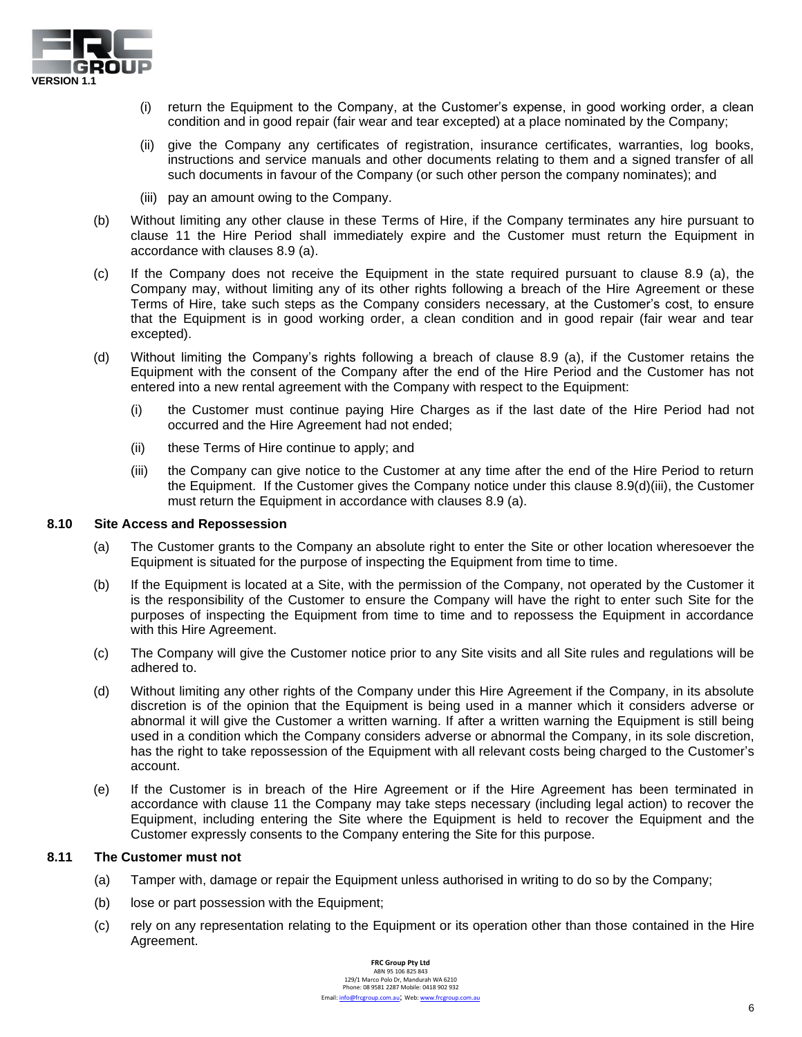(i) return the Equipment to the Company, at the Customer's expense, in good working order, a clean condition and in good repair (fair wear and tear excepted) at a place nominated by the Company;

(ii) give the Company any certificates of registration, insurance certificates, warranties, log books, instructions and service manuals and other documents relating to them and a signed transfer of all such documents in favour of the Company (or such other person the company nominates); and

(iii) pay an amount owing to the Company.

(b) Without limiting any other clause in these Terms of Hire, if the Company terminates any hire pursuant to clause 11 the Hire Period shall immediately expire and the Customer must return the Equipment in accordance with clauses 8.9 (a).

(c) If the Company does not receive the Equipment in the state required pursuant to clause 8.9 (a), the Company may, without limiting any of its other rights following a breach of the Hire Agreement or these Terms of Hire, take such steps as the Company considers necessary, at the Customer's cost, to ensure that the Equipment is in good working order, a clean condition and in good repair (fair wear and tear excepted).

(d) Without limiting the Company's rights following a breach of clause 8.9 (a), if the Customer retains the Equipment with the consent of the Company after the end of the Hire Period and the Customer has not entered into a new rental agreement with the Company with respect to the Equipment:

(i) the Customer must continue paying Hire Charges as if the last date of the Hire Period had not occurred and the Hire Agreement had not ended;

(ii) these Terms of Hire continue to apply; and

(iii) the Company can give notice to the Customer at any time after the end of the Hire Period to return the Equipment. If the Customer gives the Company notice under this clause 8.9(d)(iii), the Customer must return the Equipment in accordance with clauses 8.9 (a).

### 8.10 Site Access and Repossession

(a) The Customer grants to the Company an absolute right to enter the Site or other location wheresoever the Equipment is situated for the purpose of inspecting the Equipment from time to time.

(b) If the Equipment is located at a Site, with the permission of the Company, not operated by the Customer it is the responsibility of the Customer to ensure the Company will have the right to enter such Site for the purposes of inspecting the Equipment from time to time and to repossess the Equipment in accordance with this Hire Agreement.

(c) The Company will give the Customer notice prior to any Site visits and all Site rules and regulations will be adhered to.

(d) Without limiting any other rights of the Company under this Hire Agreement if the Company, in its absolute discretion is of the opinion that the Equipment is being used in a manner which it considers adverse or abnormal it will give the Customer a written warning. If after a written warning the Equipment is still being used in a condition which the Company considers adverse or abnormal the Company, in its sole discretion, has the right to take repossession of the Equipment with all relevant costs being charged to the Customer's account.

(e) If the Customer is in breach of the Hire Agreement or if the Hire Agreement has been terminated in accordance with clause 11 the Company may take steps necessary (including legal action) to recover the Equipment, including entering the Site where the Equipment is held to recover the Equipment and the Customer expressly consents to the Company entering the Site for this purpose.

### 8.11 The Customer must not

(a) Tamper with, damage or repair the Equipment unless authorised in writing to do so by the Company;

(b) lose or part possession with the Equipment;

(c) rely on any representation relating to the Equipment or its operation other than those contained in the Hire Agreement.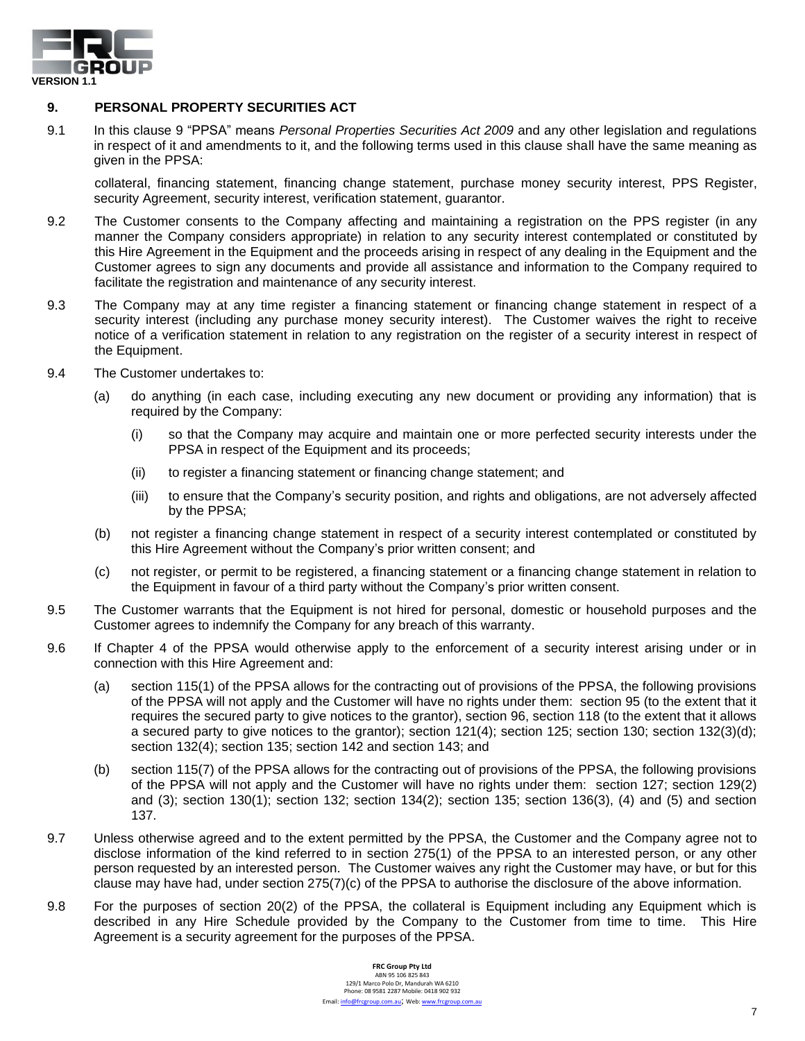## 9. PERSONAL PROPERTY SECURITIES ACT

9.1 In this clause 9 "PPSA" means *Personal Properties Securities Act 2009* and any other legislation and regulations in respect of it and amendments to it, and the following terms used in this clause shall have the same meaning as given in the PPSA:

collateral, financing statement, financing change statement, purchase money security interest, PPS Register, security Agreement, security interest, verification statement, guarantor.

9.2 The Customer consents to the Company affecting and maintaining a registration on the PPS register (in any manner the Company considers appropriate) in relation to any security interest contemplated or constituted by this Hire Agreement in the Equipment and the proceeds arising in respect of any dealing in the Equipment and the Customer agrees to sign any documents and provide all assistance and information to the Company required to facilitate the registration and maintenance of any security interest.

9.3 The Company may at any time register a financing statement or financing change statement in respect of a security interest (including any purchase money security interest). The Customer waives the right to receive notice of a verification statement in relation to any registration on the register of a security interest in respect of the Equipment.

9.4 The Customer undertakes to:

(a) do anything (in each case, including executing any new document or providing any information) that is required by the Company:

(i) so that the Company may acquire and maintain one or more perfected security interests under the PPSA in respect of the Equipment and its proceeds;

(ii) to register a financing statement or financing change statement; and

(iii) to ensure that the Company's security position, and rights and obligations, are not adversely affected by the PPSA;

(b) not register a financing change statement in respect of a security interest contemplated or constituted by this Hire Agreement without the Company's prior written consent; and

(c) not register, or permit to be registered, a financing statement or a financing change statement in relation to the Equipment in favour of a third party without the Company's prior written consent.

9.5 The Customer warrants that the Equipment is not hired for personal, domestic or household purposes and the Customer agrees to indemnify the Company for any breach of this warranty.

9.6 If Chapter 4 of the PPSA would otherwise apply to the enforcement of a security interest arising under or in connection with this Hire Agreement and:

(a) section 115(1) of the PPSA allows for the contracting out of provisions of the PPSA, the following provisions of the PPSA will not apply and the Customer will have no rights under them: section 95 (to the extent that it requires the secured party to give notices to the grantor), section 96, section 118 (to the extent that it allows a secured party to give notices to the grantor); section 121(4); section 125; section 130; section 132(3)(d); section 132(4); section 135; section 142 and section 143; and

(b) section 115(7) of the PPSA allows for the contracting out of provisions of the PPSA, the following provisions of the PPSA will not apply and the Customer will have no rights under them: section 127; section 129(2) and (3); section 130(1); section 132; section 134(2); section 135; section 136(3), (4) and (5) and section 137.

9.7 Unless otherwise agreed and to the extent permitted by the PPSA, the Customer and the Company agree not to disclose information of the kind referred to in section 275(1) of the PPSA to an interested person, or any other person requested by an interested person. The Customer waives any right the Customer may have, or but for this clause may have had, under section 275(7)(c) of the PPSA to authorise the disclosure of the above information.

9.8 For the purposes of section 20(2) of the PPSA, the collateral is Equipment including any Equipment which is described in any Hire Schedule provided by the Company to the Customer from time to time. This Hire Agreement is a security agreement for the purposes of the PPSA.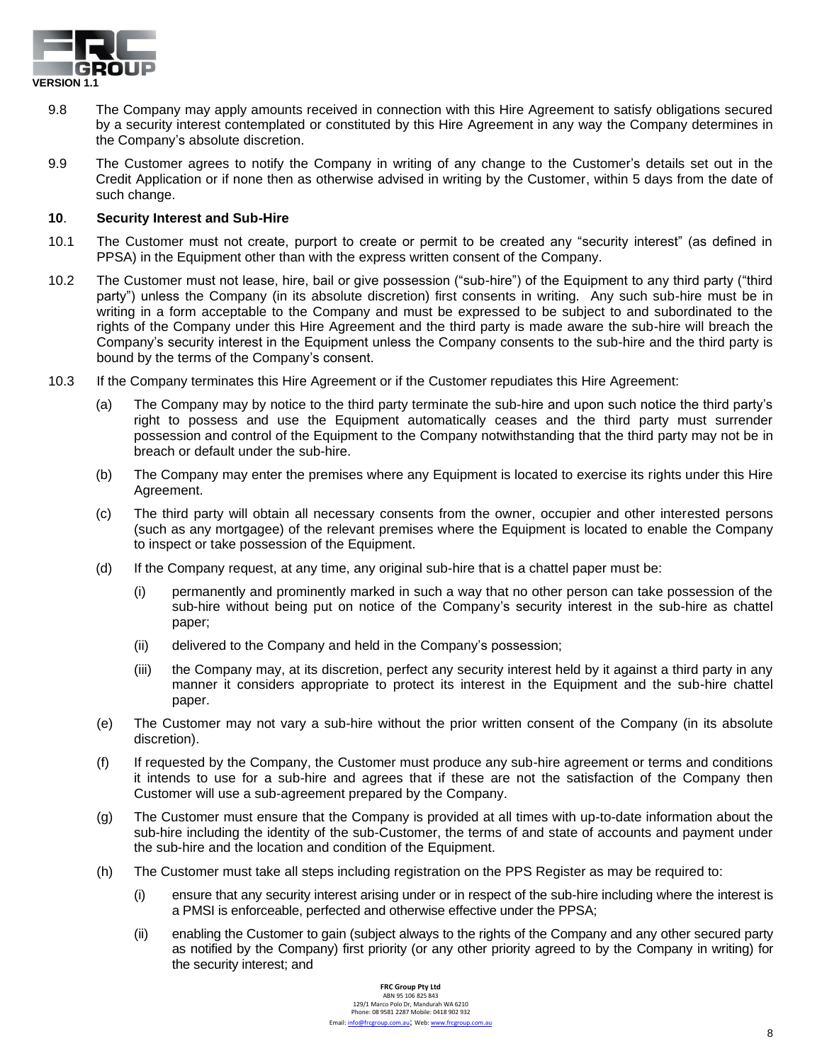9.8 The Company may apply amounts received in connection with this Hire Agreement to satisfy obligations secured by a security interest contemplated or constituted by this Hire Agreement in any way the Company determines in the Company's absolute discretion.

9.9 The Customer agrees to notify the Company in writing of any change to the Customer's details set out in the Credit Application or if none then as otherwise advised in writing by the Customer, within 5 days from the date of such change.

**10. Security Interest and Sub-Hire**

10.1 The Customer must not create, purport to create or permit to be created any "security interest" (as defined in PPSA) in the Equipment other than with the express written consent of the Company.

10.2 The Customer must not lease, hire, bail or give possession ("sub-hire") of the Equipment to any third party ("third party") unless the Company (in its absolute discretion) first consents in writing. Any such sub-hire must be in writing in a form acceptable to the Company and must be expressed to be subject to and subordinated to the rights of the Company under this Hire Agreement and the third party is made aware the sub-hire will breach the Company's security interest in the Equipment unless the Company consents to the sub-hire and the third party is bound by the terms of the Company's consent.

10.3 If the Company terminates this Hire Agreement or if the Customer repudiates this Hire Agreement:

(a) The Company may by notice to the third party terminate the sub-hire and upon such notice the third party's right to possess and use the Equipment automatically ceases and the third party must surrender possession and control of the Equipment to the Company notwithstanding that the third party may not be in breach or default under the sub-hire.

(b) The Company may enter the premises where any Equipment is located to exercise its rights under this Hire Agreement.

(c) The third party will obtain all necessary consents from the owner, occupier and other interested persons (such as any mortgagee) of the relevant premises where the Equipment is located to enable the Company to inspect or take possession of the Equipment.

(d) If the Company request, at any time, any original sub-hire that is a chattel paper must be:

(i) permanently and prominently marked in such a way that no other person can take possession of the sub-hire without being put on notice of the Company's security interest in the sub-hire as chattel paper;

(ii) delivered to the Company and held in the Company's possession;

(iii) the Company may, at its discretion, perfect any security interest held by it against a third party in any manner it considers appropriate to protect its interest in the Equipment and the sub-hire chattel paper.

(e) The Customer may not vary a sub-hire without the prior written consent of the Company (in its absolute discretion).

(f) If requested by the Company, the Customer must produce any sub-hire agreement or terms and conditions it intends to use for a sub-hire and agrees that if these are not the satisfaction of the Company then Customer will use a sub-agreement prepared by the Company.

(g) The Customer must ensure that the Company is provided at all times with up-to-date information about the sub-hire including the identity of the sub-Customer, the terms of and state of accounts and payment under the sub-hire and the location and condition of the Equipment.

(h) The Customer must take all steps including registration on the PPS Register as may be required to:

(i) ensure that any security interest arising under or in respect of the sub-hire including where the interest is a PMSI is enforceable, perfected and otherwise effective under the PPSA;

(ii) enabling the Customer to gain (subject always to the rights of the Company and any other secured party as notified by the Company) first priority (or any other priority agreed to by the Company in writing) for the security interest; and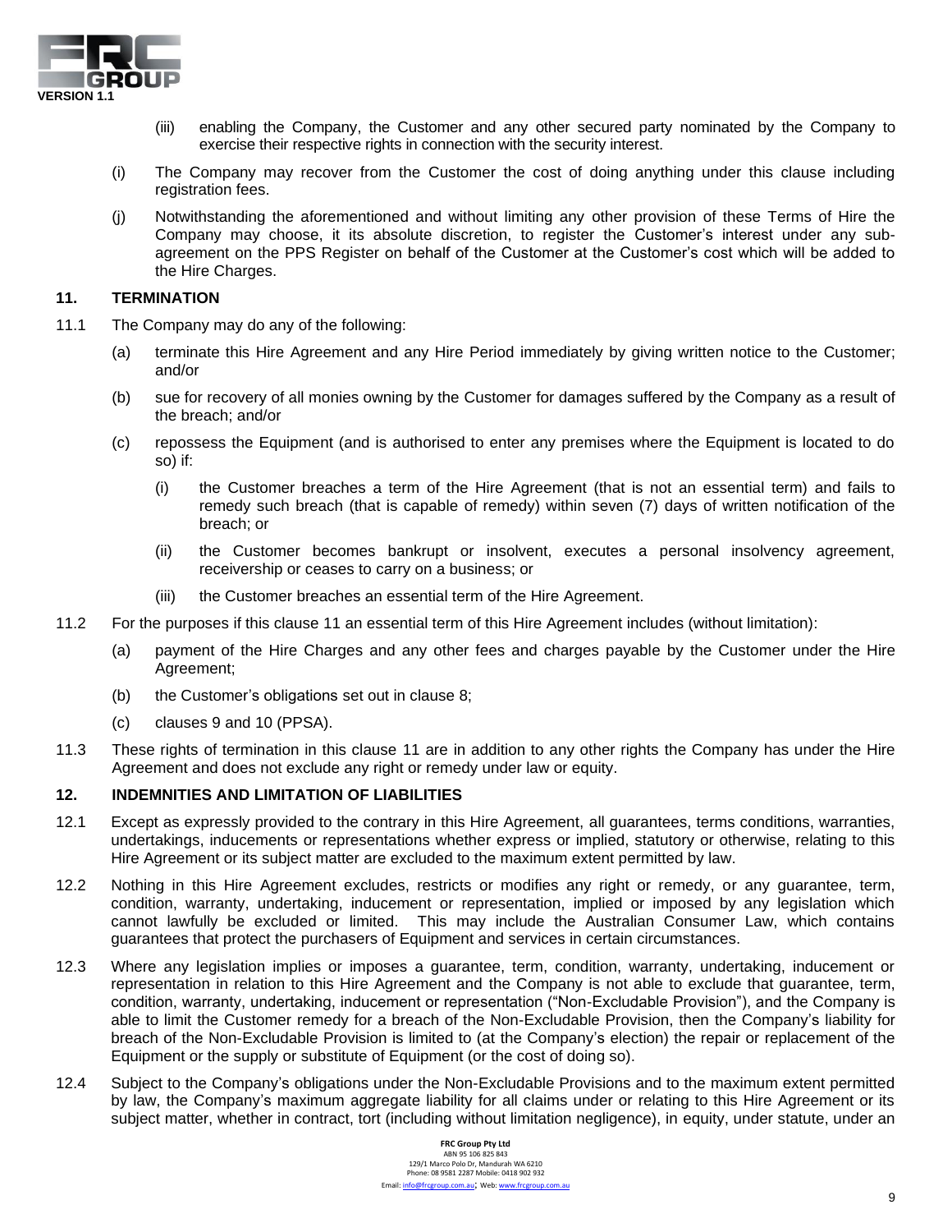(iii) enabling the Company, the Customer and any other secured party nominated by the Company to exercise their respective rights in connection with the security interest.

(i) The Company may recover from the Customer the cost of doing anything under this clause including registration fees.

(j) Notwithstanding the aforementioned and without limiting any other provision of these Terms of Hire the Company may choose, it its absolute discretion, to register the Customer's interest under any sub-agreement on the PPS Register on behalf of the Customer at the Customer's cost which will be added to the Hire Charges.

## 11. TERMINATION

11.1 The Company may do any of the following:

(a) terminate this Hire Agreement and any Hire Period immediately by giving written notice to the Customer; and/or

(b) sue for recovery of all monies owning by the Customer for damages suffered by the Company as a result of the breach; and/or

(c) repossess the Equipment (and is authorised to enter any premises where the Equipment is located to do so) if:

(i) the Customer breaches a term of the Hire Agreement (that is not an essential term) and fails to remedy such breach (that is capable of remedy) within seven (7) days of written notification of the breach; or

(ii) the Customer becomes bankrupt or insolvent, executes a personal insolvency agreement, receivership or ceases to carry on a business; or

(iii) the Customer breaches an essential term of the Hire Agreement.

11.2 For the purposes if this clause 11 an essential term of this Hire Agreement includes (without limitation):

(a) payment of the Hire Charges and any other fees and charges payable by the Customer under the Hire Agreement;

(b) the Customer's obligations set out in clause 8;

(c) clauses 9 and 10 (PPSA).

11.3 These rights of termination in this clause 11 are in addition to any other rights the Company has under the Hire Agreement and does not exclude any right or remedy under law or equity.

## 12. INDEMNITIES AND LIMITATION OF LIABILITIES

12.1 Except as expressly provided to the contrary in this Hire Agreement, all guarantees, terms conditions, warranties, undertakings, inducements or representations whether express or implied, statutory or otherwise, relating to this Hire Agreement or its subject matter are excluded to the maximum extent permitted by law.

12.2 Nothing in this Hire Agreement excludes, restricts or modifies any right or remedy, or any guarantee, term, condition, warranty, undertaking, inducement or representation, implied or imposed by any legislation which cannot lawfully be excluded or limited. This may include the Australian Consumer Law, which contains guarantees that protect the purchasers of Equipment and services in certain circumstances.

12.3 Where any legislation implies or imposes a guarantee, term, condition, warranty, undertaking, inducement or representation in relation to this Hire Agreement and the Company is not able to exclude that guarantee, term, condition, warranty, undertaking, inducement or representation ("Non-Excludable Provision"), and the Company is able to limit the Customer remedy for a breach of the Non-Excludable Provision, then the Company's liability for breach of the Non-Excludable Provision is limited to (at the Company's election) the repair or replacement of the Equipment or the supply or substitute of Equipment (or the cost of doing so).

12.4 Subject to the Company's obligations under the Non-Excludable Provisions and to the maximum extent permitted by law, the Company's maximum aggregate liability for all claims under or relating to this Hire Agreement or its subject matter, whether in contract, tort (including without limitation negligence), in equity, under statute, under an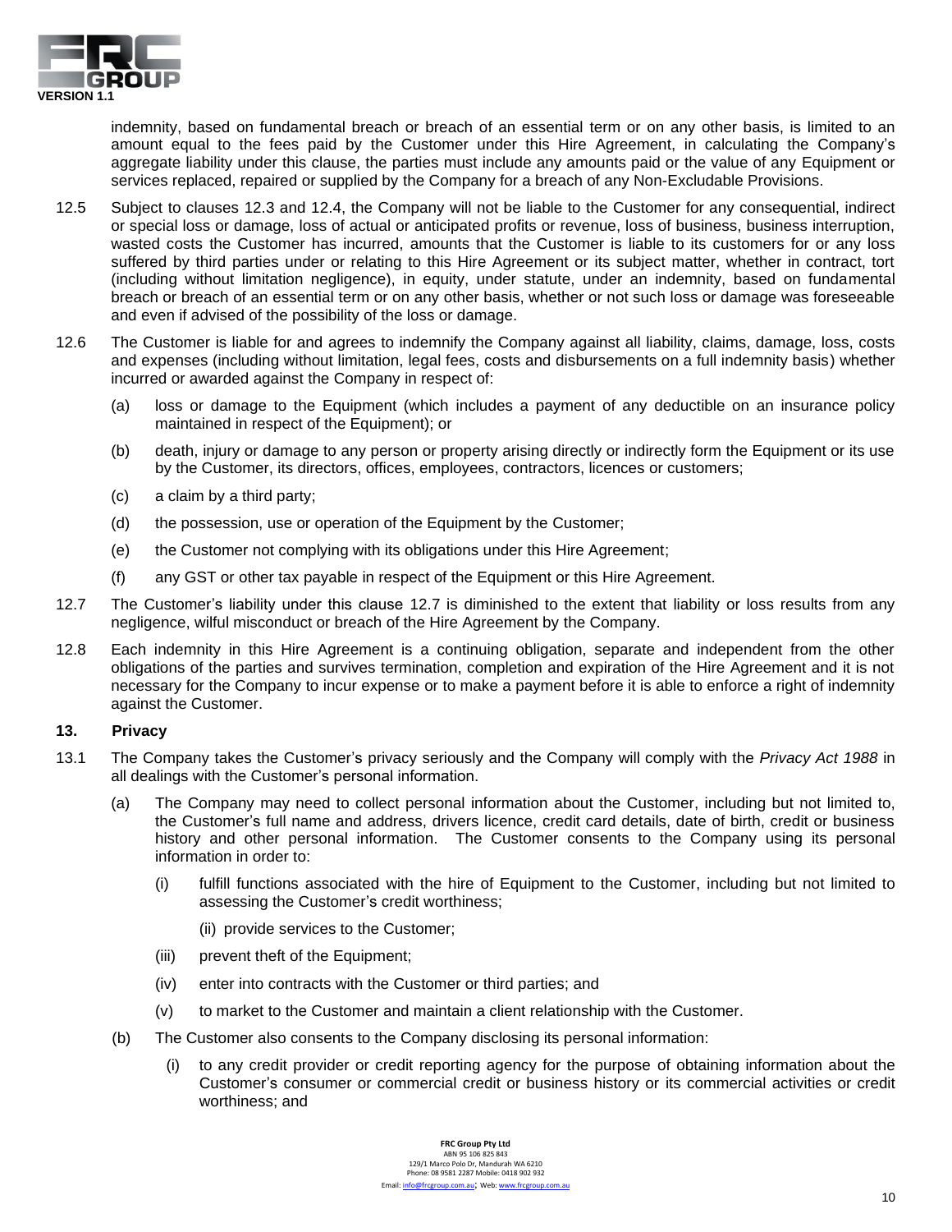indemnity, based on fundamental breach or breach of an essential term or on any other basis, is limited to an amount equal to the fees paid by the Customer under this Hire Agreement, in calculating the Company's aggregate liability under this clause, the parties must include any amounts paid or the value of any Equipment or services replaced, repaired or supplied by the Company for a breach of any Non-Excludable Provisions.

12.5 Subject to clauses 12.3 and 12.4, the Company will not be liable to the Customer for any consequential, indirect or special loss or damage, loss of actual or anticipated profits or revenue, loss of business, business interruption, wasted costs the Customer has incurred, amounts that the Customer is liable to its customers for or any loss suffered by third parties under or relating to this Hire Agreement or its subject matter, whether in contract, tort (including without limitation negligence), in equity, under statute, under an indemnity, based on fundamental breach or breach of an essential term or on any other basis, whether or not such loss or damage was foreseeable and even if advised of the possibility of the loss or damage.

12.6 The Customer is liable for and agrees to indemnify the Company against all liability, claims, damage, loss, costs and expenses (including without limitation, legal fees, costs and disbursements on a full indemnity basis) whether incurred or awarded against the Company in respect of:

(a) loss or damage to the Equipment (which includes a payment of any deductible on an insurance policy maintained in respect of the Equipment); or

(b) death, injury or damage to any person or property arising directly or indirectly form the Equipment or its use by the Customer, its directors, offices, employees, contractors, licences or customers;

(c) a claim by a third party;

(d) the possession, use or operation of the Equipment by the Customer;

(e) the Customer not complying with its obligations under this Hire Agreement;

(f) any GST or other tax payable in respect of the Equipment or this Hire Agreement.

12.7 The Customer's liability under this clause 12.7 is diminished to the extent that liability or loss results from any negligence, wilful misconduct or breach of the Hire Agreement by the Company.

12.8 Each indemnity in this Hire Agreement is a continuing obligation, separate and independent from the other obligations of the parties and survives termination, completion and expiration of the Hire Agreement and it is not necessary for the Company to incur expense or to make a payment before it is able to enforce a right of indemnity against the Customer.

## 13. Privacy

13.1 The Company takes the Customer's privacy seriously and the Company will comply with the *Privacy Act 1988* in all dealings with the Customer's personal information.

(a) The Company may need to collect personal information about the Customer, including but not limited to, the Customer's full name and address, drivers licence, credit card details, date of birth, credit or business history and other personal information. The Customer consents to the Company using its personal information in order to:

(i) fulfill functions associated with the hire of Equipment to the Customer, including but not limited to assessing the Customer's credit worthiness;

(ii) provide services to the Customer;

(iii) prevent theft of the Equipment;

(iv) enter into contracts with the Customer or third parties; and

(v) to market to the Customer and maintain a client relationship with the Customer.

(b) The Customer also consents to the Company disclosing its personal information:

(i) to any credit provider or credit reporting agency for the purpose of obtaining information about the Customer's consumer or commercial credit or business history or its commercial activities or credit worthiness; and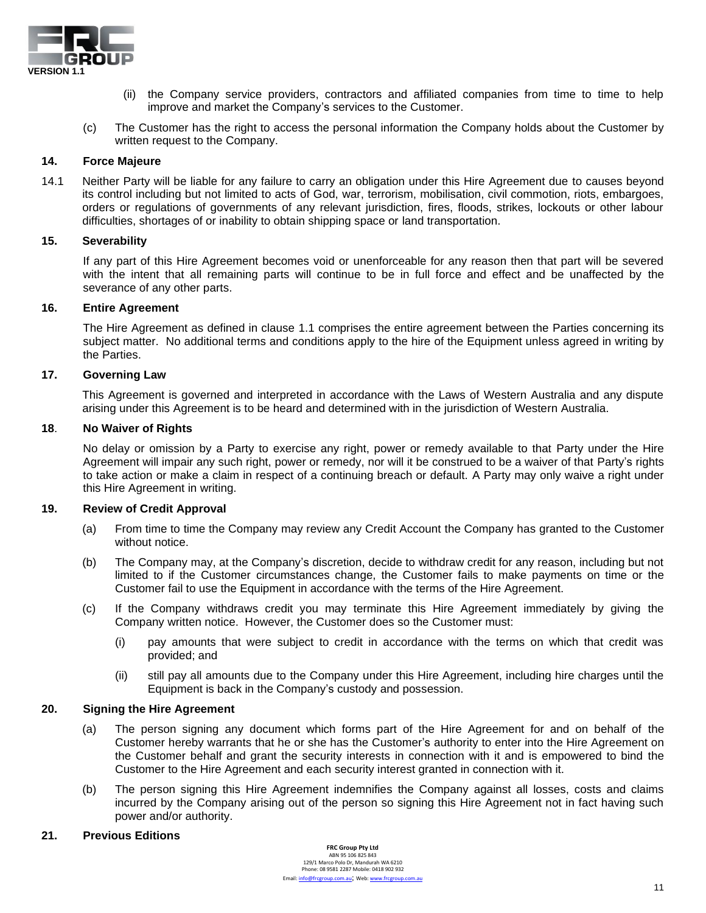(ii) the Company service providers, contractors and affiliated companies from time to time to help improve and market the Company's services to the Customer.

(c) The Customer has the right to access the personal information the Company holds about the Customer by written request to the Company.

### 14. Force Majeure

14.1 Neither Party will be liable for any failure to carry an obligation under this Hire Agreement due to causes beyond its control including but not limited to acts of God, war, terrorism, mobilisation, civil commotion, riots, embargoes, orders or regulations of governments of any relevant jurisdiction, fires, floods, strikes, lockouts or other labour difficulties, shortages of or inability to obtain shipping space or land transportation.

### 15. Severability

If any part of this Hire Agreement becomes void or unenforceable for any reason then that part will be severed with the intent that all remaining parts will continue to be in full force and effect and be unaffected by the severance of any other parts.

### 16. Entire Agreement

The Hire Agreement as defined in clause 1.1 comprises the entire agreement between the Parties concerning its subject matter. No additional terms and conditions apply to the hire of the Equipment unless agreed in writing by the Parties.

### 17. Governing Law

This Agreement is governed and interpreted in accordance with the Laws of Western Australia and any dispute arising under this Agreement is to be heard and determined with in the jurisdiction of Western Australia.

### 18. No Waiver of Rights

No delay or omission by a Party to exercise any right, power or remedy available to that Party under the Hire Agreement will impair any such right, power or remedy, nor will it be construed to be a waiver of that Party's rights to take action or make a claim in respect of a continuing breach or default. A Party may only waive a right under this Hire Agreement in writing.

### 19. Review of Credit Approval

(a) From time to time the Company may review any Credit Account the Company has granted to the Customer without notice.

(b) The Company may, at the Company's discretion, decide to withdraw credit for any reason, including but not limited to if the Customer circumstances change, the Customer fails to make payments on time or the Customer fail to use the Equipment in accordance with the terms of the Hire Agreement.

(c) If the Company withdraws credit you may terminate this Hire Agreement immediately by giving the Company written notice. However, the Customer does so the Customer must:

(i) pay amounts that were subject to credit in accordance with the terms on which that credit was provided; and

(ii) still pay all amounts due to the Company under this Hire Agreement, including hire charges until the Equipment is back in the Company's custody and possession.

### 20. Signing the Hire Agreement

(a) The person signing any document which forms part of the Hire Agreement for and on behalf of the Customer hereby warrants that he or she has the Customer's authority to enter into the Hire Agreement on the Customer behalf and grant the security interests in connection with it and is empowered to bind the Customer to the Hire Agreement and each security interest granted in connection with it.

(b) The person signing this Hire Agreement indemnifies the Company against all losses, costs and claims incurred by the Company arising out of the person so signing this Hire Agreement not in fact having such power and/or authority.

### 21. Previous Editions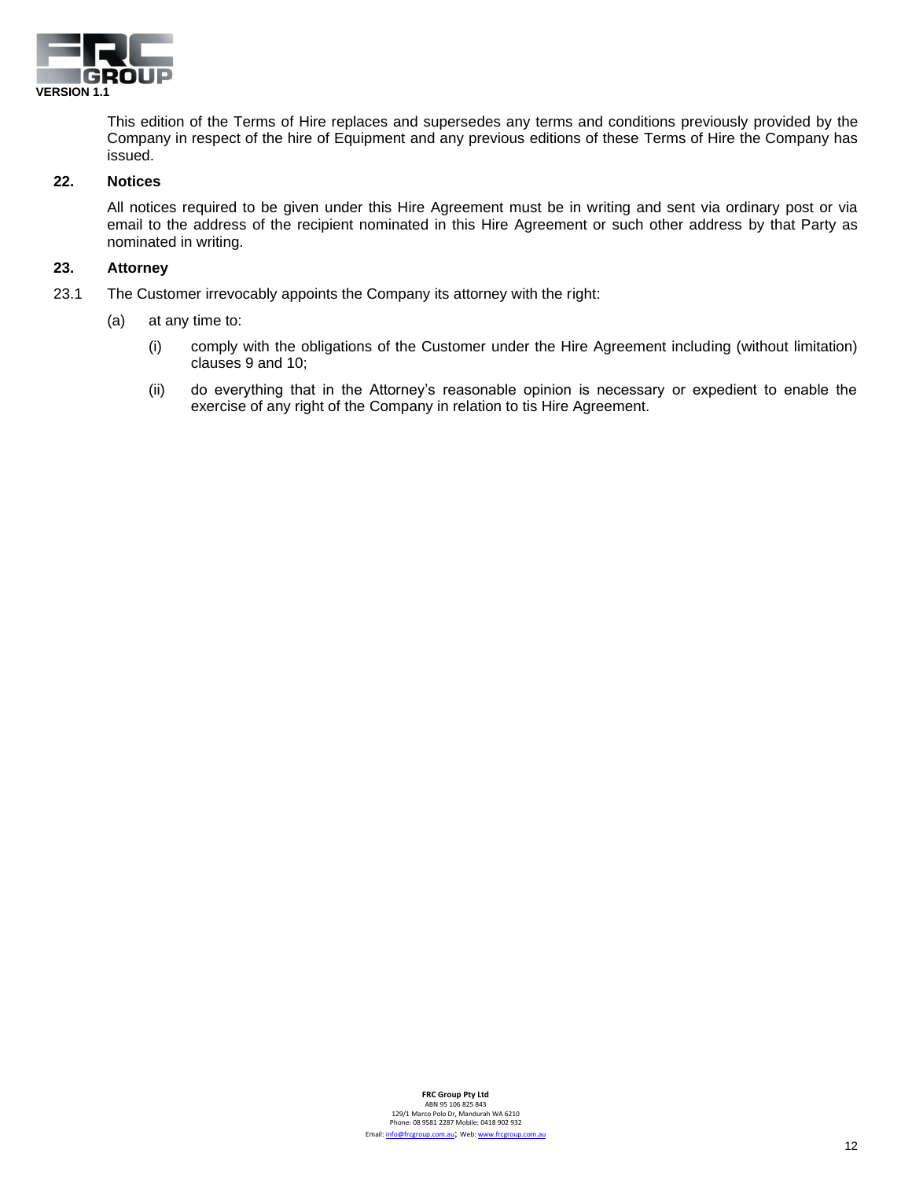This edition of the Terms of Hire replaces and supersedes any terms and conditions previously provided by the Company in respect of the hire of Equipment and any previous editions of these Terms of Hire the Company has issued.

## 22. Notices

All notices required to be given under this Hire Agreement must be in writing and sent via ordinary post or via email to the address of the recipient nominated in this Hire Agreement or such other address by that Party as nominated in writing.

## 23. Attorney

23.1 The Customer irrevocably appoints the Company its attorney with the right:

(a) at any time to:

(i) comply with the obligations of the Customer under the Hire Agreement including (without limitation) clauses 9 and 10;

(ii) do everything that in the Attorney's reasonable opinion is necessary or expedient to enable the exercise of any right of the Company in relation to tis Hire Agreement.